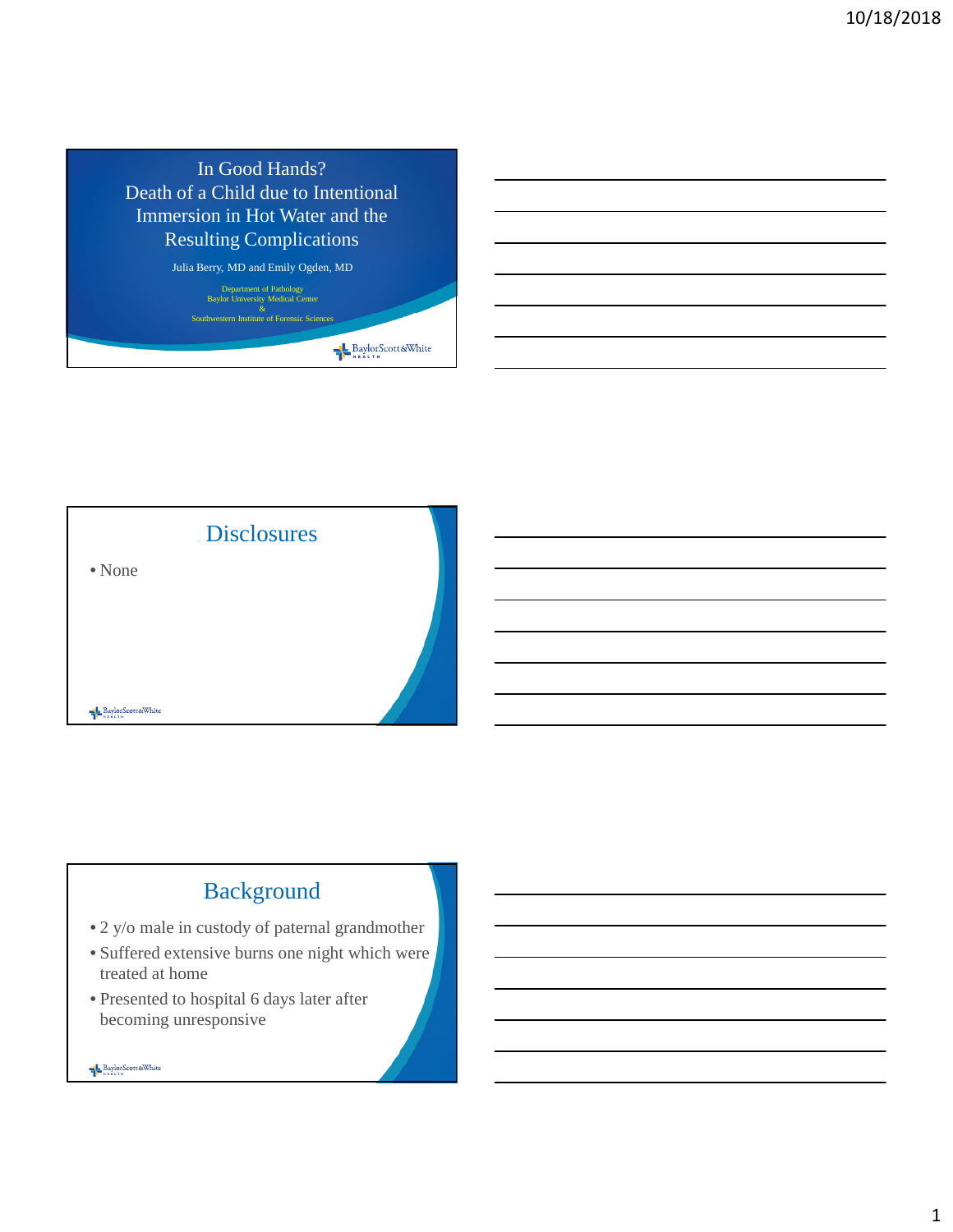# In Good Hands? Death of a Child due to Intentional Immersion in Hot Water and the Resulting Complications

Julia Berry, MD and Emily Ogden, MD

Department of Pathology
Baylor University Medical Center
&
Southwestern Institute of Forensic Sciences

BaylorScott&White HEALTH

## Disclosures

- None

## Background

- 2 y/o male in custody of paternal grandmother
- Suffered extensive burns one night which were treated at home
- Presented to hospital 6 days later after becoming unresponsive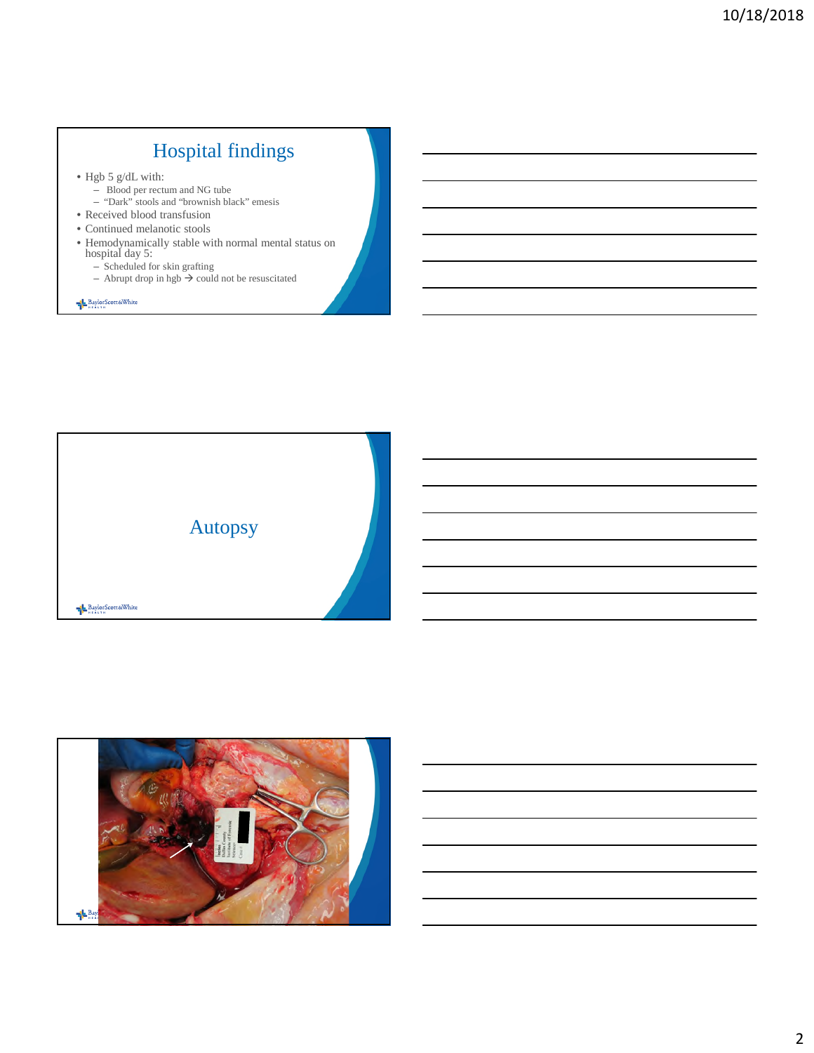## Hospital findings

- Hgb 5 g/dL with:
  - Blood per rectum and NG tube
  - "Dark" stools and "brownish black" emesis
- Received blood transfusion
- Continued melanotic stools
- Hemodynamically stable with normal mental status on hospital day 5:
  - Scheduled for skin grafting
  - Abrupt drop in hgb → could not be resuscitated

## Autopsy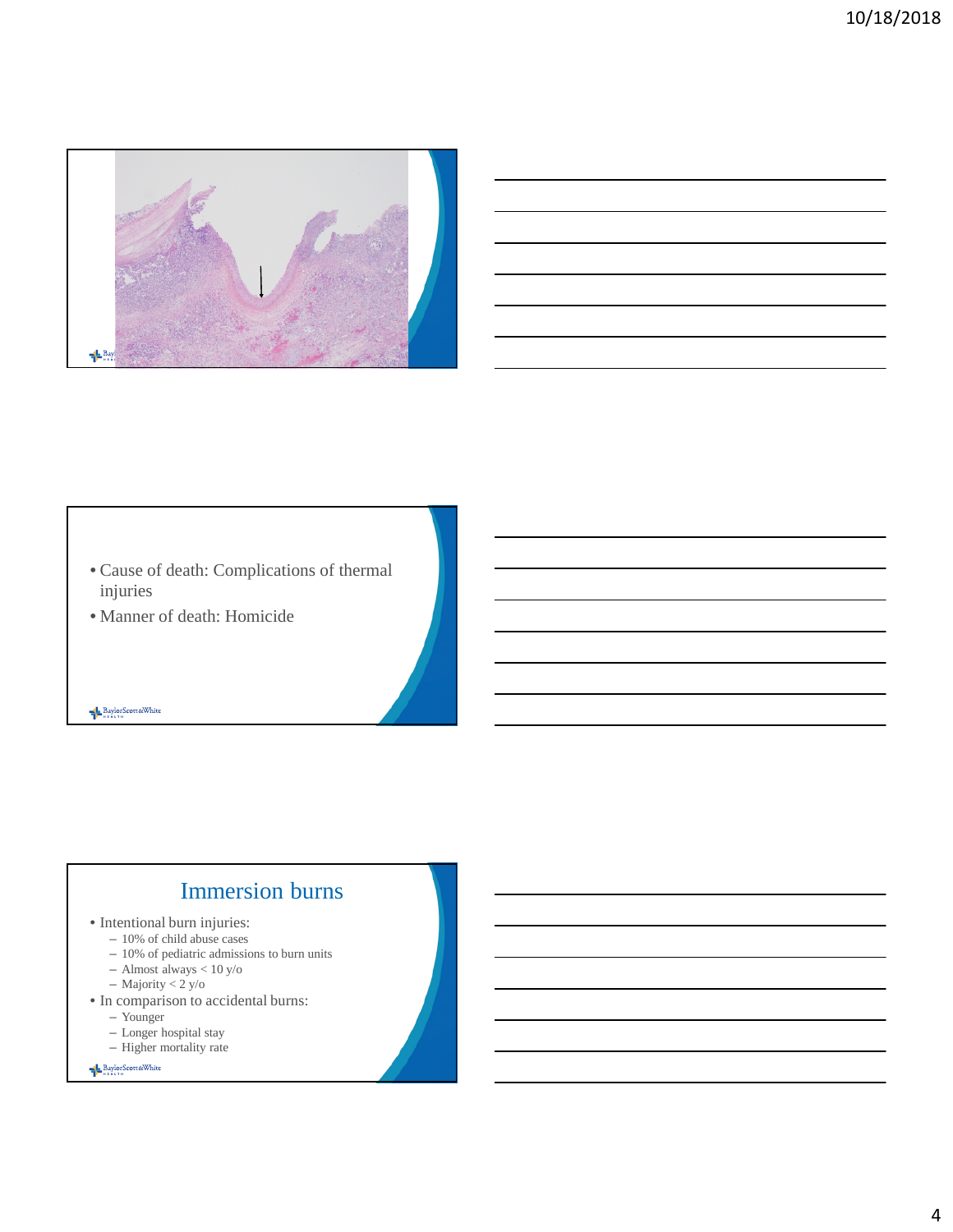- Cause of death: Complications of thermal injuries
- Manner of death: Homicide

## Immersion burns

- Intentional burn injuries:
  - 10% of child abuse cases
  - 10% of pediatric admissions to burn units
  - Almost always < 10 y/o
  - Majority < 2 y/o
- In comparison to accidental burns:
  - Younger
  - Longer hospital stay
  - Higher mortality rate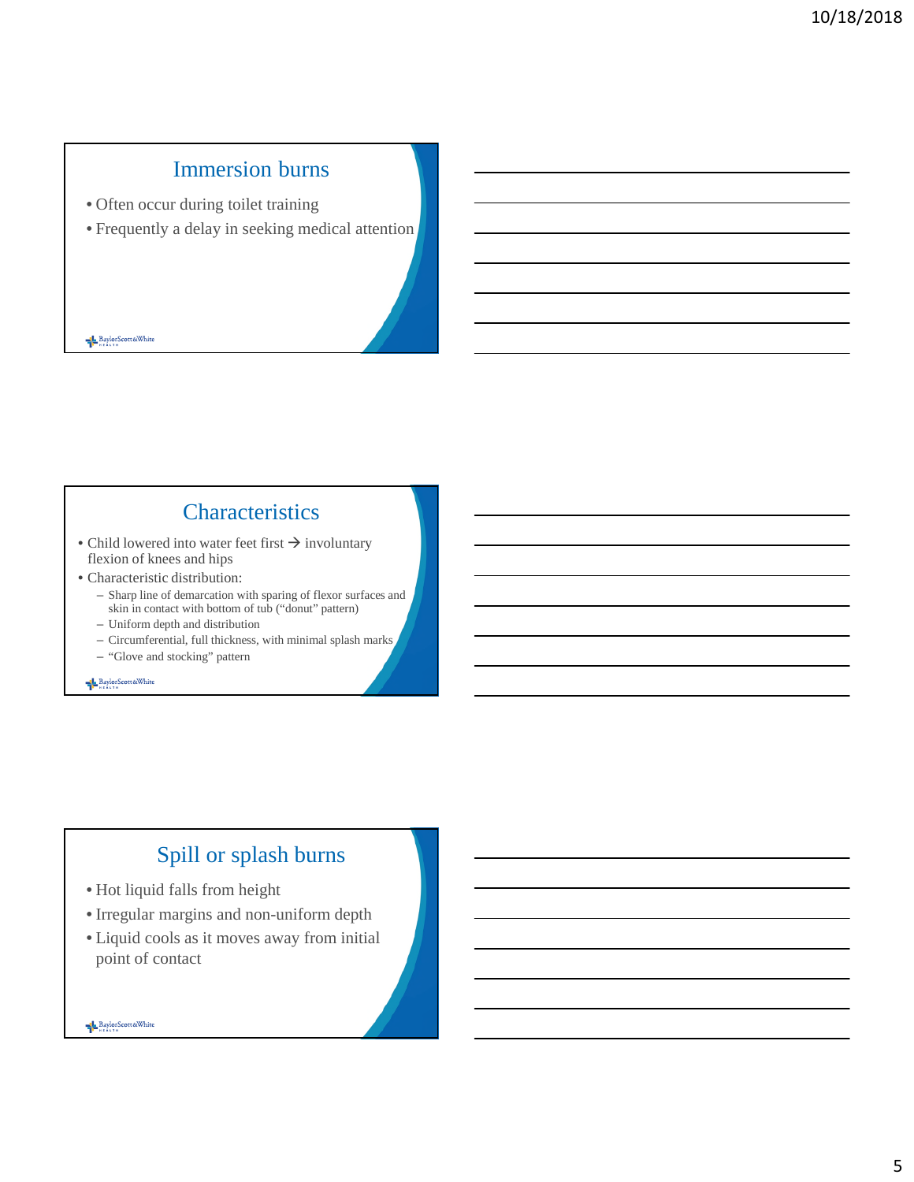## Immersion burns

- Often occur during toilet training
- Frequently a delay in seeking medical attention

## Characteristics

- Child lowered into water feet first → involuntary flexion of knees and hips
- Characteristic distribution:
  - Sharp line of demarcation with sparing of flexor surfaces and skin in contact with bottom of tub ("donut" pattern)
  - Uniform depth and distribution
  - Circumferential, full thickness, with minimal splash marks
  - "Glove and stocking" pattern

## Spill or splash burns

- Hot liquid falls from height
- Irregular margins and non-uniform depth
- Liquid cools as it moves away from initial point of contact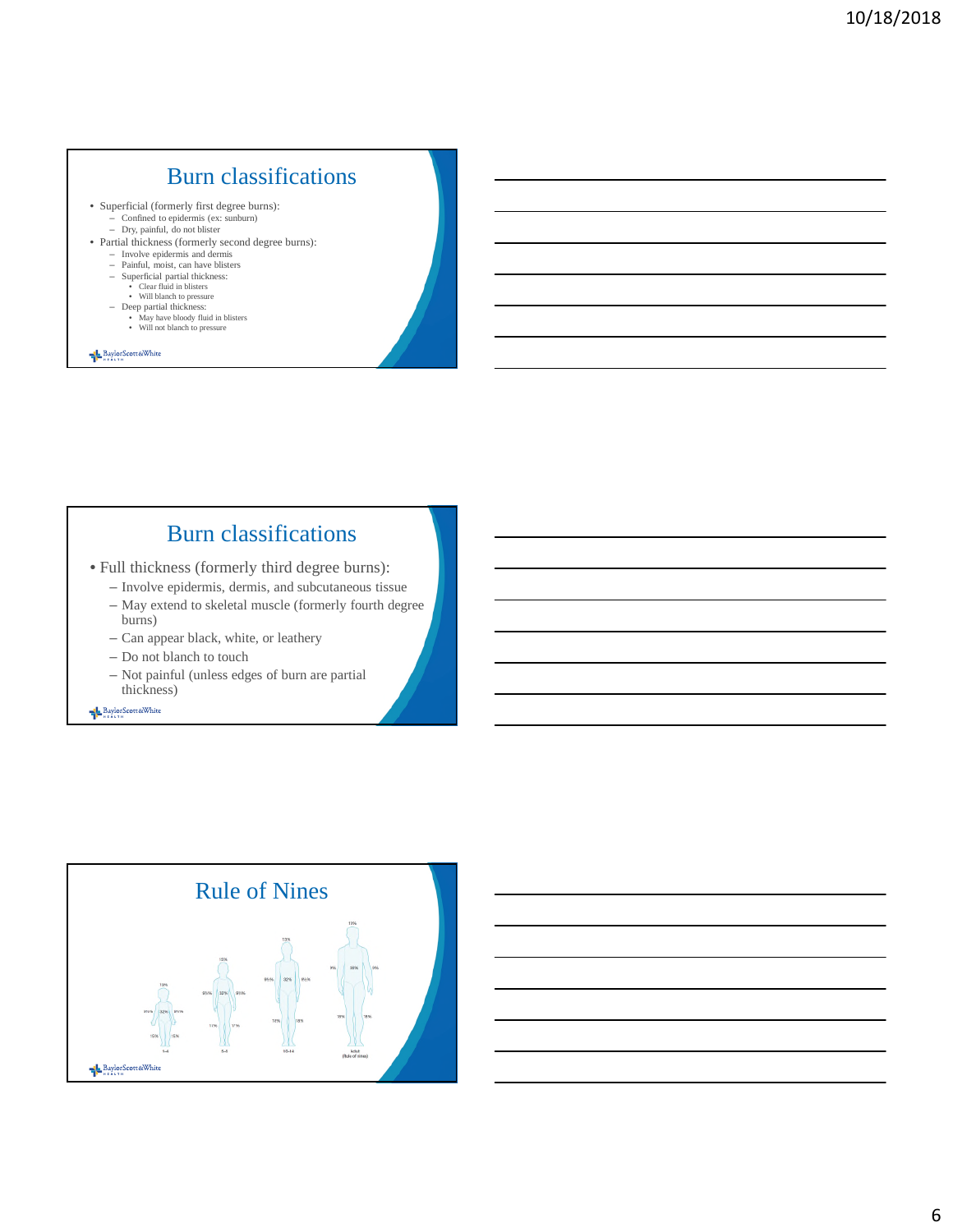## Burn classifications

- Superficial (formerly first degree burns):
  - Confined to epidermis (ex: sunburn)
  - Dry, painful, do not blister
- Partial thickness (formerly second degree burns):
  - Involve epidermis and dermis
  - Painful, moist, can have blisters
  - Superficial partial thickness:
    - Clear fluid in blisters
    - Will blanch to pressure
  - Deep partial thickness:
    - May have bloody fluid in blisters
    - Will not blanch to pressure

BaylorScott&White HEALTH

## Burn classifications

- Full thickness (formerly third degree burns):
  - Involve epidermis, dermis, and subcutaneous tissue
  - May extend to skeletal muscle (formerly fourth degree burns)
  - Can appear black, white, or leathery
  - Do not blanch to touch
  - Not painful (unless edges of burn are partial thickness)

BaylorScott&White HEALTH

## Rule of Nines

19% | 9½% | 32% | 9½% | 15% | 15% | 1–4

15% | 9½% | 32% | 9½% | 17% | 17% | 5–9

13% | 9½% | 32% | 9½% | 18% | 18% | 10–14

13% | 9% | 36% | 9% | 18% | 18% | Adult (Rule of nines)

BaylorScott&White HEALTH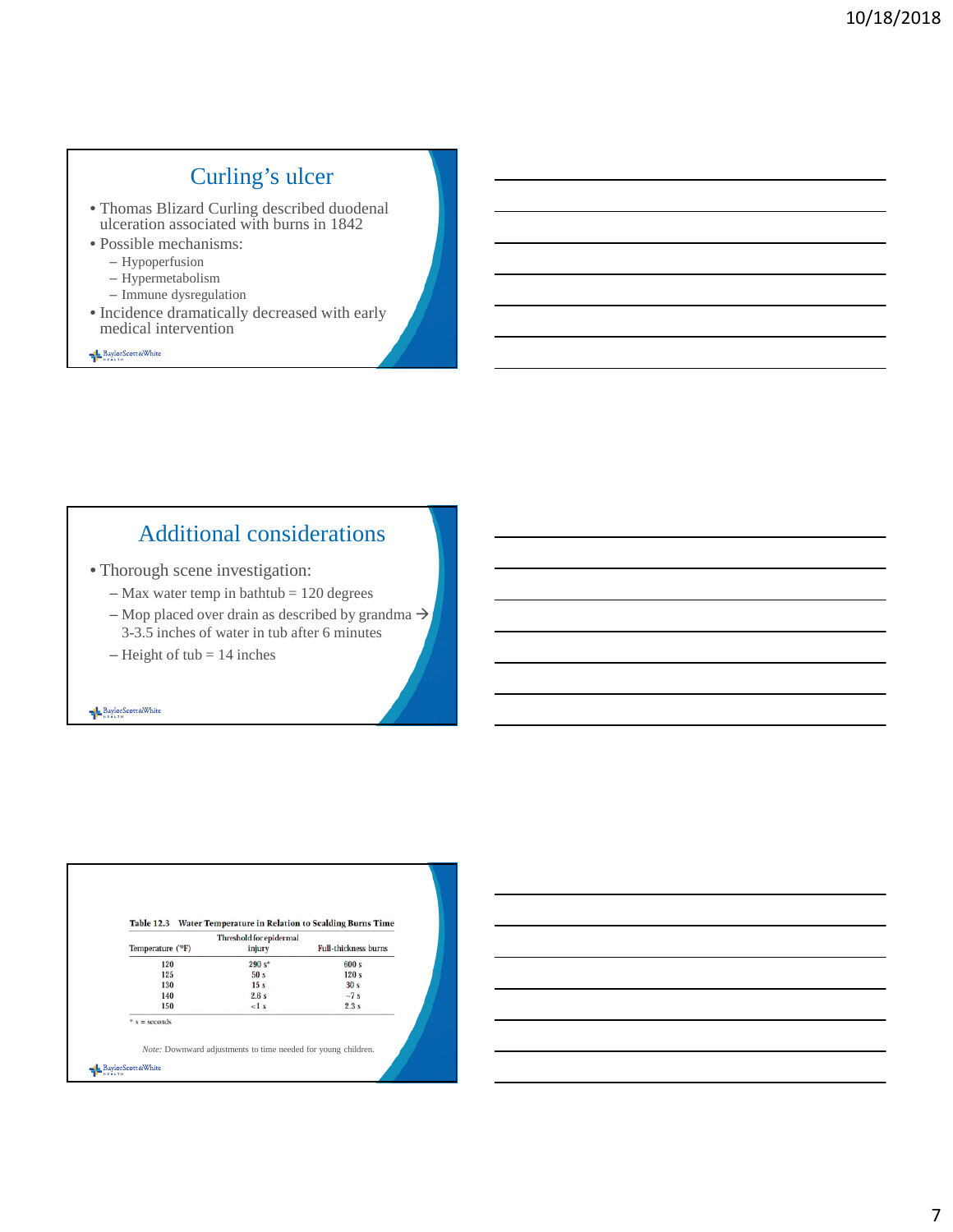## Curling's ulcer

- Thomas Blizard Curling described duodenal ulceration associated with burns in 1842
- Possible mechanisms:
  - Hypoperfusion
  - Hypermetabolism
  - Immune dysregulation
- Incidence dramatically decreased with early medical intervention

## Additional considerations

- Thorough scene investigation:
  - Max water temp in bathtub = 120 degrees
  - Mop placed over drain as described by grandma → 3-3.5 inches of water in tub after 6 minutes
  - Height of tub = 14 inches

**Table 12.3 Water Temperature in Relation to Scalding Burns Time**

| Temperature (°F) | Threshold for epidermal injury | Full-thickness burns |
|---|---|---|
| 120 | 290 s* | 600 s |
| 125 | 50 s | 120 s |
| 130 | 15 s | 30 s |
| 140 | 2.6 s | ~7 s |
| 150 | <1 s | 2.3 s |

\* s = seconds

*Note:* Downward adjustments to time needed for young children.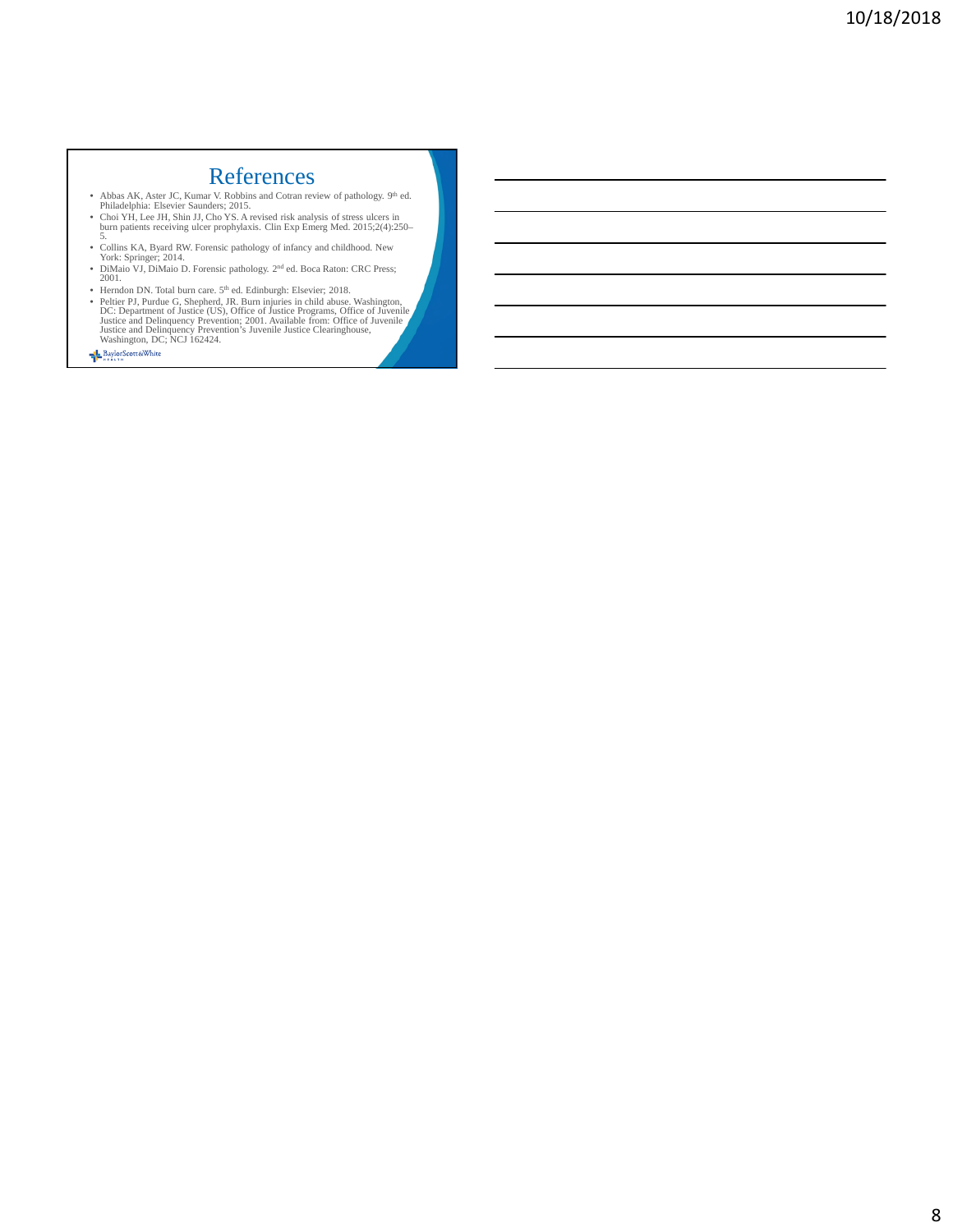# References

- Abbas AK, Aster JC, Kumar V. Robbins and Cotran review of pathology. 9th ed. Philadelphia: Elsevier Saunders; 2015.
- Choi YH, Lee JH, Shin JJ, Cho YS. A revised risk analysis of stress ulcers in burn patients receiving ulcer prophylaxis. Clin Exp Emerg Med. 2015;2(4):250–5.
- Collins KA, Byard RW. Forensic pathology of infancy and childhood. New York: Springer; 2014.
- DiMaio VJ, DiMaio D. Forensic pathology. 2nd ed. Boca Raton: CRC Press; 2001.
- Herndon DN. Total burn care. 5th ed. Edinburgh: Elsevier; 2018.
- Peltier PJ, Purdue G, Shepherd, JR. Burn injuries in child abuse. Washington, DC: Department of Justice (US), Office of Justice Programs, Office of Juvenile Justice and Delinquency Prevention; 2001. Available from: Office of Juvenile Justice and Delinquency Prevention's Juvenile Justice Clearinghouse, Washington, DC; NCJ 162424.

BaylorScott&White HEALTH